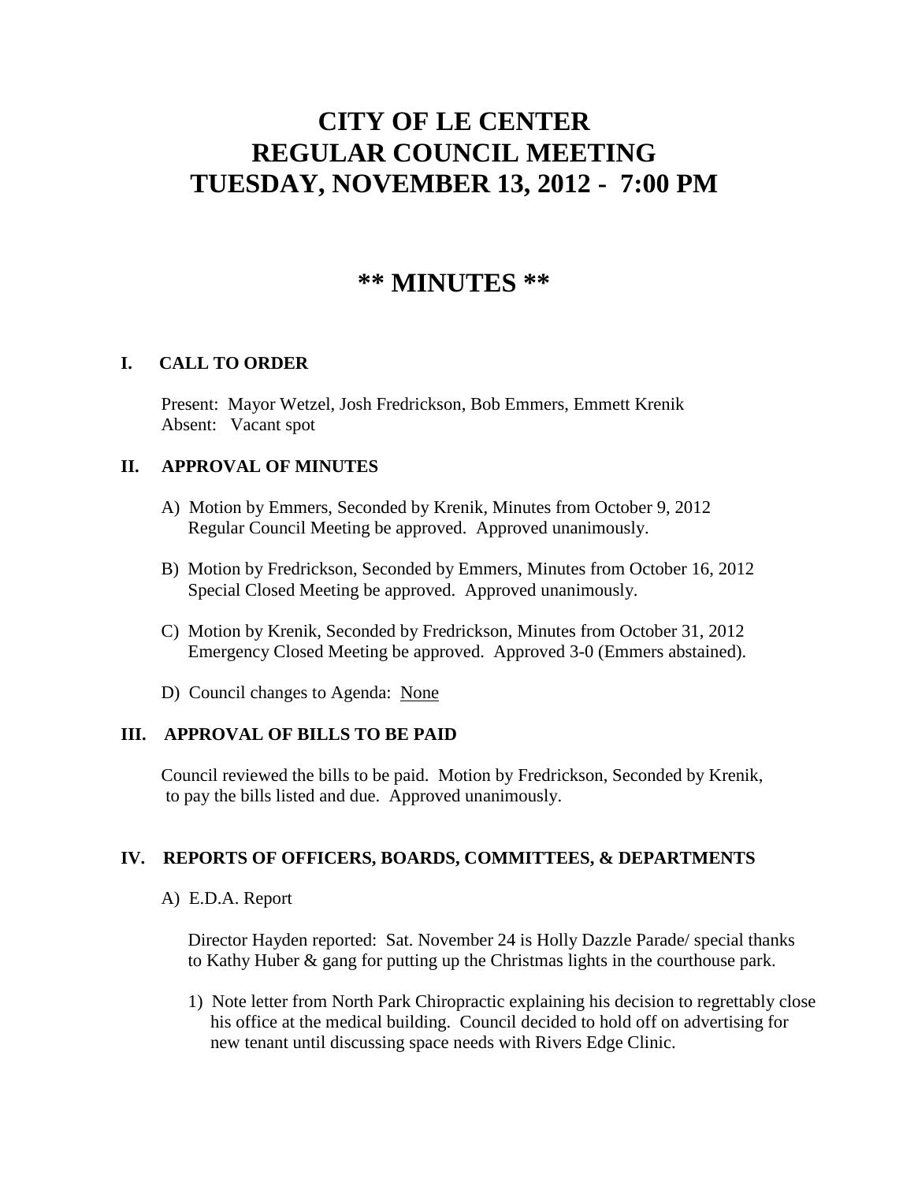# CITY OF LE CENTER
# REGULAR COUNCIL MEETING
# TUESDAY, NOVEMBER 13, 2012 - 7:00 PM

## ** MINUTES **

### I. CALL TO ORDER

Present: Mayor Wetzel, Josh Fredrickson, Bob Emmers, Emmett Krenik
Absent: Vacant spot

### II. APPROVAL OF MINUTES

A) Motion by Emmers, Seconded by Krenik, Minutes from October 9, 2012 Regular Council Meeting be approved. Approved unanimously.

B) Motion by Fredrickson, Seconded by Emmers, Minutes from October 16, 2012 Special Closed Meeting be approved. Approved unanimously.

C) Motion by Krenik, Seconded by Fredrickson, Minutes from October 31, 2012 Emergency Closed Meeting be approved. Approved 3-0 (Emmers abstained).

D) Council changes to Agenda: None

### III. APPROVAL OF BILLS TO BE PAID

Council reviewed the bills to be paid. Motion by Fredrickson, Seconded by Krenik, to pay the bills listed and due. Approved unanimously.

### IV. REPORTS OF OFFICERS, BOARDS, COMMITTEES, & DEPARTMENTS

A) E.D.A. Report

Director Hayden reported: Sat. November 24 is Holly Dazzle Parade/ special thanks to Kathy Huber & gang for putting up the Christmas lights in the courthouse park.

1) Note letter from North Park Chiropractic explaining his decision to regrettably close his office at the medical building. Council decided to hold off on advertising for new tenant until discussing space needs with Rivers Edge Clinic.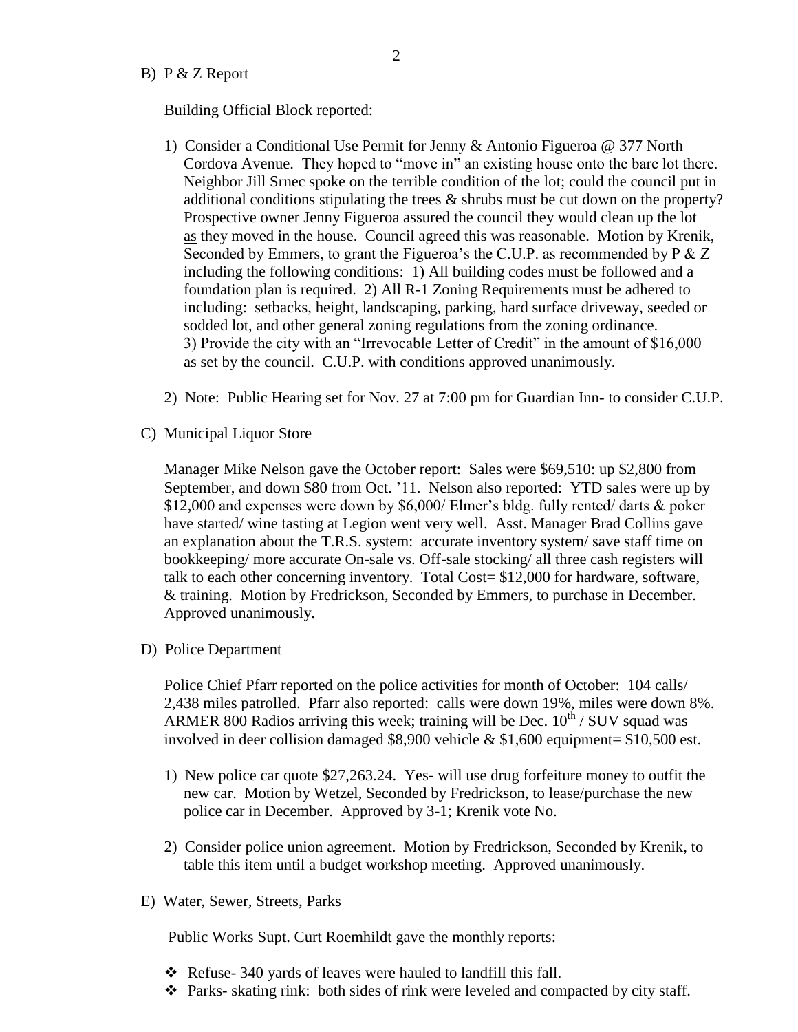B) P & Z Report

Building Official Block reported:

1) Consider a Conditional Use Permit for Jenny & Antonio Figueroa @ 377 North Cordova Avenue. They hoped to "move in" an existing house onto the bare lot there. Neighbor Jill Srnec spoke on the terrible condition of the lot; could the council put in additional conditions stipulating the trees & shrubs must be cut down on the property? Prospective owner Jenny Figueroa assured the council they would clean up the lot as they moved in the house. Council agreed this was reasonable. Motion by Krenik, Seconded by Emmers, to grant the Figueroa's the C.U.P. as recommended by P & Z including the following conditions: 1) All building codes must be followed and a foundation plan is required. 2) All R-1 Zoning Requirements must be adhered to including: setbacks, height, landscaping, parking, hard surface driveway, seeded or sodded lot, and other general zoning regulations from the zoning ordinance. 3) Provide the city with an "Irrevocable Letter of Credit" in the amount of $16,000 as set by the council. C.U.P. with conditions approved unanimously.

2) Note: Public Hearing set for Nov. 27 at 7:00 pm for Guardian Inn- to consider C.U.P.

C) Municipal Liquor Store

Manager Mike Nelson gave the October report: Sales were $69,510: up $2,800 from September, and down $80 from Oct. '11. Nelson also reported: YTD sales were up by $12,000 and expenses were down by $6,000/ Elmer's bldg. fully rented/ darts & poker have started/ wine tasting at Legion went very well. Asst. Manager Brad Collins gave an explanation about the T.R.S. system: accurate inventory system/ save staff time on bookkeeping/ more accurate On-sale vs. Off-sale stocking/ all three cash registers will talk to each other concerning inventory. Total Cost= $12,000 for hardware, software, & training. Motion by Fredrickson, Seconded by Emmers, to purchase in December. Approved unanimously.

D) Police Department

Police Chief Pfarr reported on the police activities for month of October: 104 calls/ 2,438 miles patrolled. Pfarr also reported: calls were down 19%, miles were down 8%. ARMER 800 Radios arriving this week; training will be Dec. 10th / SUV squad was involved in deer collision damaged $8,900 vehicle & $1,600 equipment= $10,500 est.

1) New police car quote $27,263.24. Yes- will use drug forfeiture money to outfit the new car. Motion by Wetzel, Seconded by Fredrickson, to lease/purchase the new police car in December. Approved by 3-1; Krenik vote No.

2) Consider police union agreement. Motion by Fredrickson, Seconded by Krenik, to table this item until a budget workshop meeting. Approved unanimously.

E) Water, Sewer, Streets, Parks

Public Works Supt. Curt Roemhildt gave the monthly reports:

- Refuse- 340 yards of leaves were hauled to landfill this fall.
- Parks- skating rink: both sides of rink were leveled and compacted by city staff.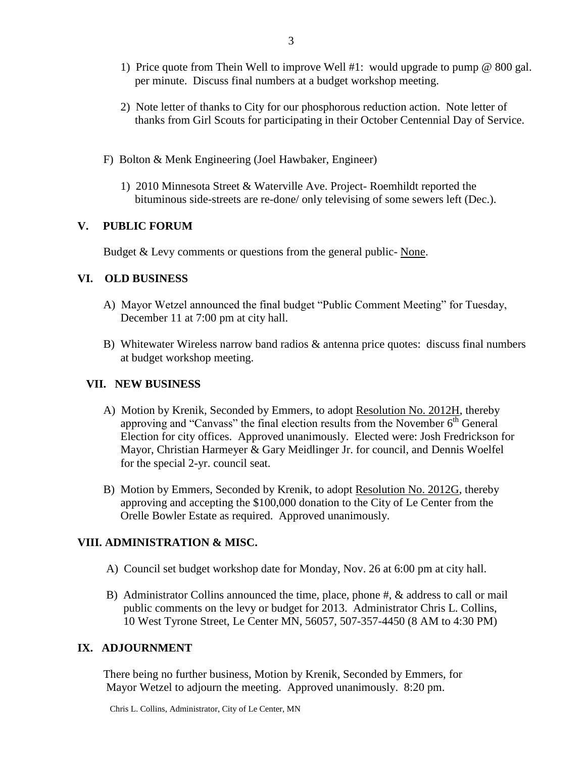1) Price quote from Thein Well to improve Well #1: would upgrade to pump @ 800 gal. per minute. Discuss final numbers at a budget workshop meeting.

2) Note letter of thanks to City for our phosphorous reduction action. Note letter of thanks from Girl Scouts for participating in their October Centennial Day of Service.

F) Bolton & Menk Engineering (Joel Hawbaker, Engineer)

1) 2010 Minnesota Street & Waterville Ave. Project- Roemhildt reported the bituminous side-streets are re-done/ only televising of some sewers left (Dec.).

## V. PUBLIC FORUM

Budget & Levy comments or questions from the general public- None.

## VI. OLD BUSINESS

A) Mayor Wetzel announced the final budget "Public Comment Meeting" for Tuesday, December 11 at 7:00 pm at city hall.

B) Whitewater Wireless narrow band radios & antenna price quotes: discuss final numbers at budget workshop meeting.

## VII. NEW BUSINESS

A) Motion by Krenik, Seconded by Emmers, to adopt Resolution No. 2012H, thereby approving and "Canvass" the final election results from the November 6th General Election for city offices. Approved unanimously. Elected were: Josh Fredrickson for Mayor, Christian Harmeyer & Gary Meidlinger Jr. for council, and Dennis Woelfel for the special 2-yr. council seat.

B) Motion by Emmers, Seconded by Krenik, to adopt Resolution No. 2012G, thereby approving and accepting the $100,000 donation to the City of Le Center from the Orelle Bowler Estate as required. Approved unanimously.

## VIII. ADMINISTRATION & MISC.

A) Council set budget workshop date for Monday, Nov. 26 at 6:00 pm at city hall.

B) Administrator Collins announced the time, place, phone #, & address to call or mail public comments on the levy or budget for 2013. Administrator Chris L. Collins, 10 West Tyrone Street, Le Center MN, 56057, 507-357-4450 (8 AM to 4:30 PM)

## IX. ADJOURNMENT

There being no further business, Motion by Krenik, Seconded by Emmers, for Mayor Wetzel to adjourn the meeting. Approved unanimously. 8:20 pm.

Chris L. Collins, Administrator, City of Le Center, MN